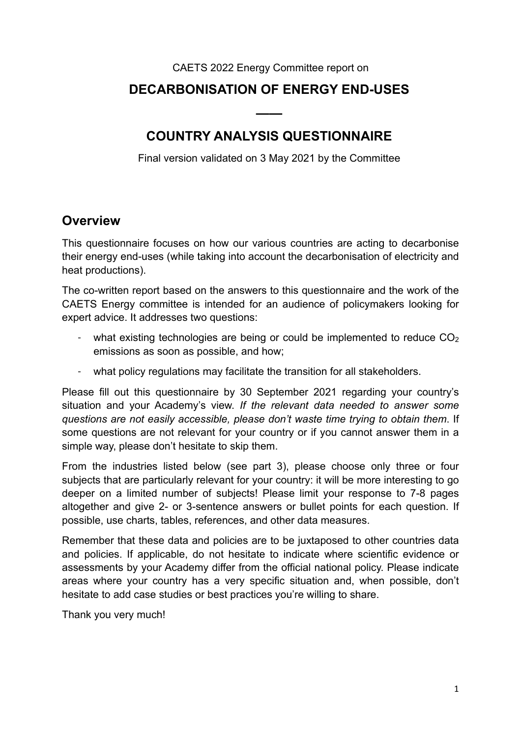CAETS 2022 Energy Committee report on

# DECARBONISATION OF ENERGY END-USES

—

# COUNTRY ANALYSIS QUESTIONNAIRE

Final version validated on 3 May 2021 by the Committee

## Overview

This questionnaire focuses on how our various countries are acting to decarbonise their energy end-uses (while taking into account the decarbonisation of electricity and heat productions).

The co-written report based on the answers to this questionnaire and the work of the CAETS Energy committee is intended for an audience of policymakers looking for expert advice. It addresses two questions:

- what existing technologies are being or could be implemented to reduce $CO_2$ emissions as soon as possible, and how;
- what policy regulations may facilitate the transition for all stakeholders.

Please fill out this questionnaire by 30 September 2021 regarding your country's situation and your Academy's view. *If the relevant data needed to answer some questions are not easily accessible, please don't waste time trying to obtain them*. If some questions are not relevant for your country or if you cannot answer them in a simple way, please don't hesitate to skip them.

From the industries listed below (see part 3), please choose only three or four subjects that are particularly relevant for your country: it will be more interesting to go deeper on a limited number of subjects! Please limit your response to 7-8 pages altogether and give 2- or 3-sentence answers or bullet points for each question. If possible, use charts, tables, references, and other data measures.

Remember that these data and policies are to be juxtaposed to other countries data and policies. If applicable, do not hesitate to indicate where scientific evidence or assessments by your Academy differ from the official national policy. Please indicate areas where your country has a very specific situation and, when possible, don't hesitate to add case studies or best practices you're willing to share.

Thank you very much!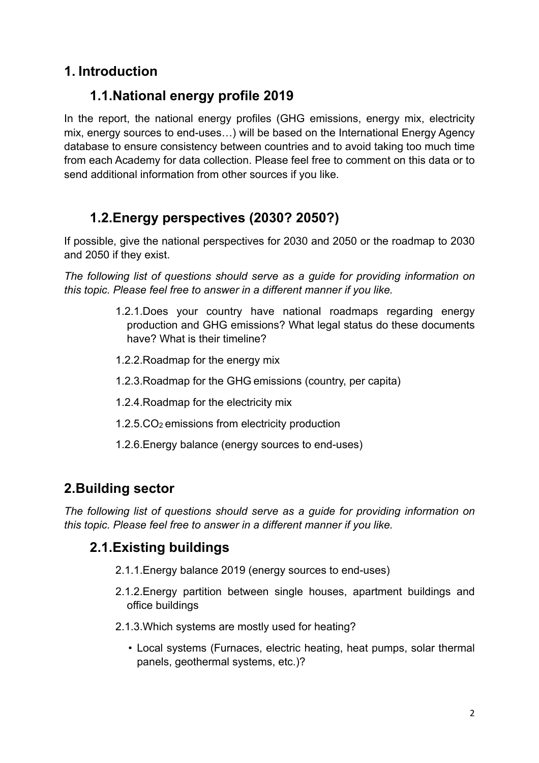# 1. Introduction

## 1.1. National energy profile 2019

In the report, the national energy profiles (GHG emissions, energy mix, electricity mix, energy sources to end-uses…) will be based on the International Energy Agency database to ensure consistency between countries and to avoid taking too much time from each Academy for data collection. Please feel free to comment on this data or to send additional information from other sources if you like.

## 1.2. Energy perspectives (2030? 2050?)

If possible, give the national perspectives for 2030 and 2050 or the roadmap to 2030 and 2050 if they exist.

*The following list of questions should serve as a guide for providing information on this topic. Please feel free to answer in a different manner if you like.*

1.2.1. Does your country have national roadmaps regarding energy production and GHG emissions? What legal status do these documents have? What is their timeline?

1.2.2. Roadmap for the energy mix

1.2.3. Roadmap for the GHG emissions (country, per capita)

1.2.4. Roadmap for the electricity mix

1.2.5. $CO_2$ emissions from electricity production

1.2.6. Energy balance (energy sources to end-uses)

# 2. Building sector

*The following list of questions should serve as a guide for providing information on this topic. Please feel free to answer in a different manner if you like.*

## 2.1. Existing buildings

2.1.1. Energy balance 2019 (energy sources to end-uses)

2.1.2. Energy partition between single houses, apartment buildings and office buildings

2.1.3. Which systems are mostly used for heating?

- Local systems (Furnaces, electric heating, heat pumps, solar thermal panels, geothermal systems, etc.)?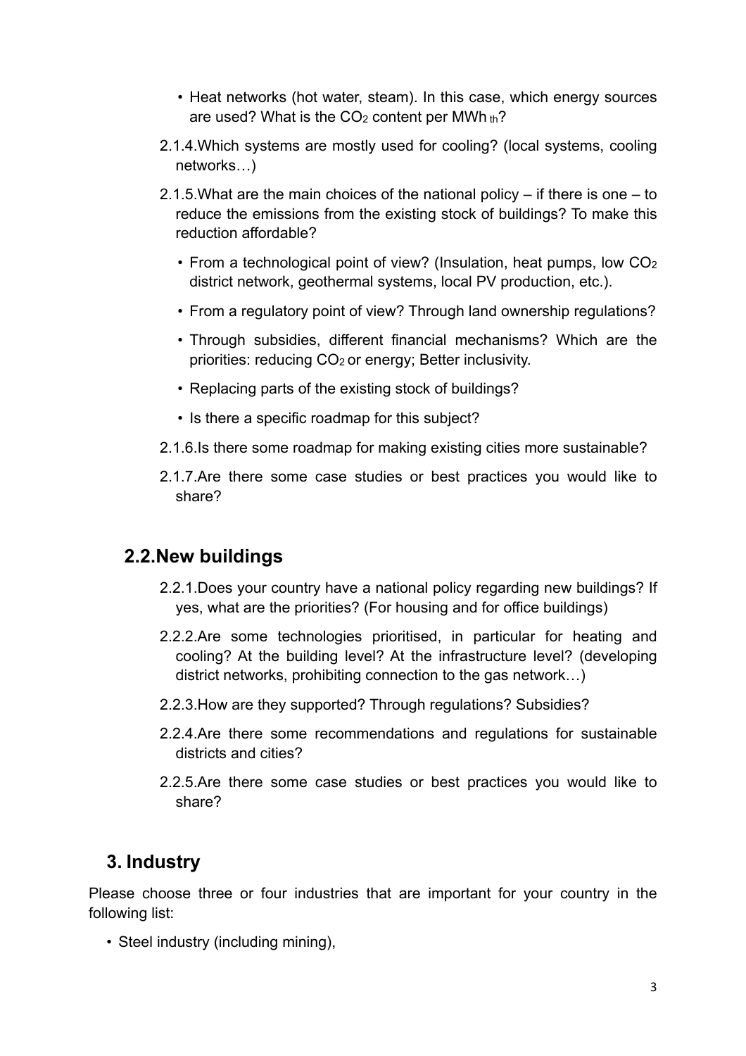- Heat networks (hot water, steam). In this case, which energy sources are used? What is the $CO_2$ content per $MWh_{th}$?

2.1.4. Which systems are mostly used for cooling? (local systems, cooling networks…)

2.1.5. What are the main choices of the national policy – if there is one – to reduce the emissions from the existing stock of buildings? To make this reduction affordable?

- From a technological point of view? (Insulation, heat pumps, low $CO_2$ district network, geothermal systems, local PV production, etc.).
- From a regulatory point of view? Through land ownership regulations?
- Through subsidies, different financial mechanisms? Which are the priorities: reducing $CO_2$ or energy; Better inclusivity.
- Replacing parts of the existing stock of buildings?
- Is there a specific roadmap for this subject?

2.1.6. Is there some roadmap for making existing cities more sustainable?

2.1.7. Are there some case studies or best practices you would like to share?

## 2.2. New buildings

2.2.1. Does your country have a national policy regarding new buildings? If yes, what are the priorities? (For housing and for office buildings)

2.2.2. Are some technologies prioritised, in particular for heating and cooling? At the building level? At the infrastructure level? (developing district networks, prohibiting connection to the gas network…)

2.2.3. How are they supported? Through regulations? Subsidies?

2.2.4. Are there some recommendations and regulations for sustainable districts and cities?

2.2.5. Are there some case studies or best practices you would like to share?

# 3. Industry

Please choose three or four industries that are important for your country in the following list:

- Steel industry (including mining),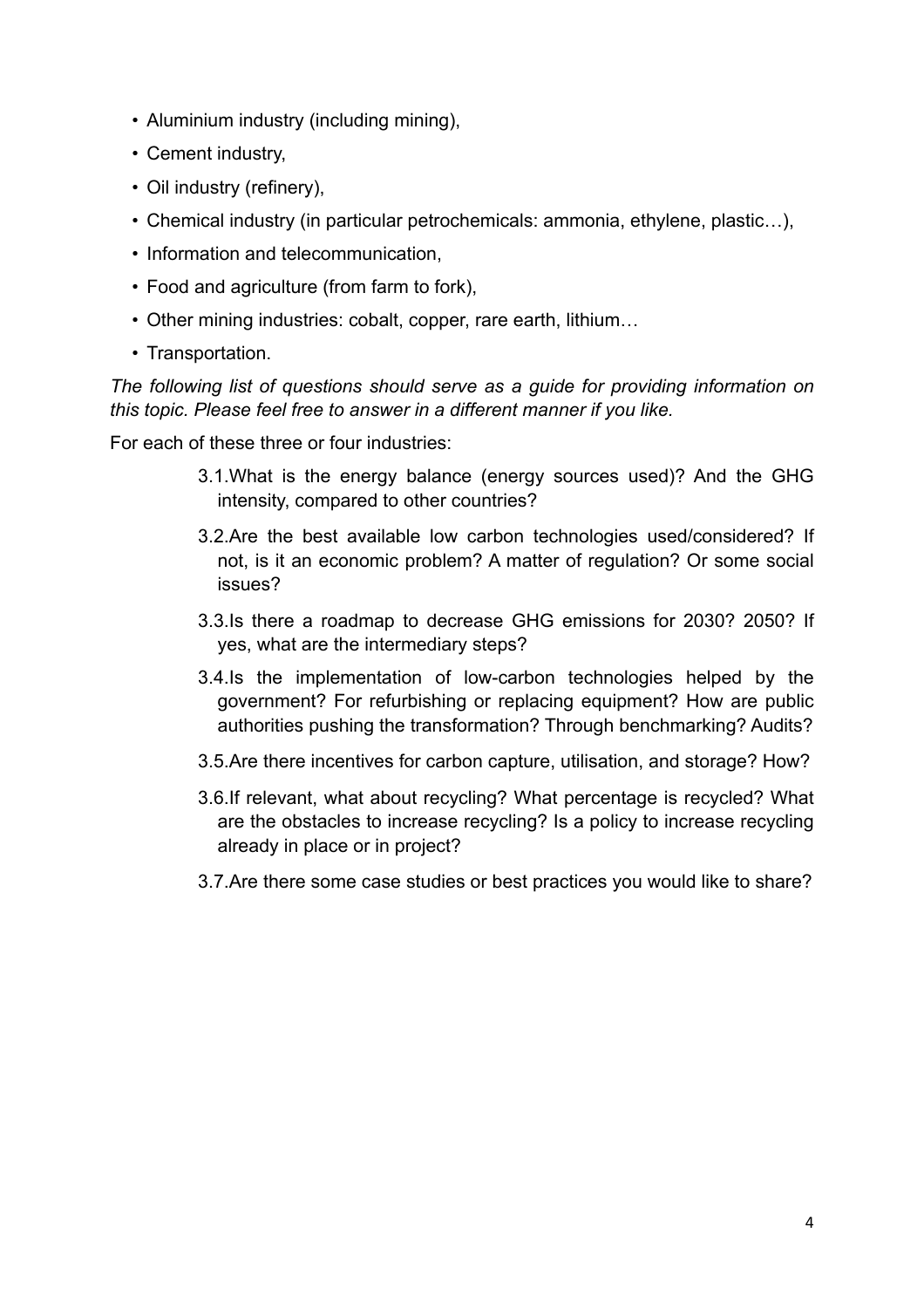- Aluminium industry (including mining),
- Cement industry,
- Oil industry (refinery),
- Chemical industry (in particular petrochemicals: ammonia, ethylene, plastic…),
- Information and telecommunication,
- Food and agriculture (from farm to fork),
- Other mining industries: cobalt, copper, rare earth, lithium…
- Transportation.

*The following list of questions should serve as a guide for providing information on this topic. Please feel free to answer in a different manner if you like.*

For each of these three or four industries:

3.1. What is the energy balance (energy sources used)? And the GHG intensity, compared to other countries?

3.2. Are the best available low carbon technologies used/considered? If not, is it an economic problem? A matter of regulation? Or some social issues?

3.3. Is there a roadmap to decrease GHG emissions for 2030? 2050? If yes, what are the intermediary steps?

3.4. Is the implementation of low-carbon technologies helped by the government? For refurbishing or replacing equipment? How are public authorities pushing the transformation? Through benchmarking? Audits?

3.5. Are there incentives for carbon capture, utilisation, and storage? How?

3.6. If relevant, what about recycling? What percentage is recycled? What are the obstacles to increase recycling? Is a policy to increase recycling already in place or in project?

3.7. Are there some case studies or best practices you would like to share?